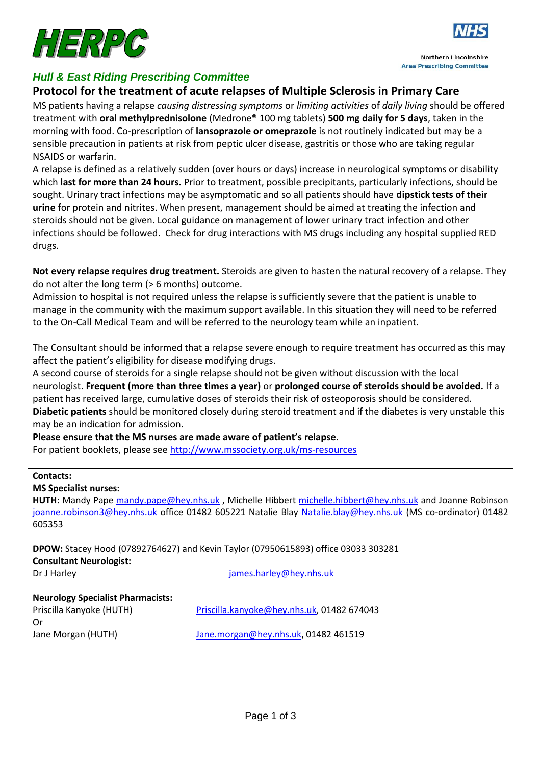HERPC

NHS

Northern Lincolnshire
Area Prescribing Committee

*Hull & East Riding Prescribing Committee*

## Protocol for the treatment of acute relapses of Multiple Sclerosis in Primary Care

MS patients having a relapse *causing distressing symptoms* or *limiting activities* of *daily living* should be offered treatment with **oral methylprednisolone** (Medrone® 100 mg tablets) **500 mg daily for 5 days**, taken in the morning with food. Co-prescription of **lansoprazole or omeprazole** is not routinely indicated but may be a sensible precaution in patients at risk from peptic ulcer disease, gastritis or those who are taking regular NSAIDS or warfarin.

A relapse is defined as a relatively sudden (over hours or days) increase in neurological symptoms or disability which **last for more than 24 hours.** Prior to treatment, possible precipitants, particularly infections, should be sought. Urinary tract infections may be asymptomatic and so all patients should have **dipstick tests of their urine** for protein and nitrites. When present, management should be aimed at treating the infection and steroids should not be given. Local guidance on management of lower urinary tract infection and other infections should be followed. Check for drug interactions with MS drugs including any hospital supplied RED drugs.

**Not every relapse requires drug treatment.** Steroids are given to hasten the natural recovery of a relapse. They do not alter the long term (> 6 months) outcome.

Admission to hospital is not required unless the relapse is sufficiently severe that the patient is unable to manage in the community with the maximum support available. In this situation they will need to be referred to the On-Call Medical Team and will be referred to the neurology team while an inpatient.

The Consultant should be informed that a relapse severe enough to require treatment has occurred as this may affect the patient's eligibility for disease modifying drugs.

A second course of steroids for a single relapse should not be given without discussion with the local neurologist. **Frequent (more than three times a year)** or **prolonged course of steroids should be avoided.** If a patient has received large, cumulative doses of steroids their risk of osteoporosis should be considered.

**Diabetic patients** should be monitored closely during steroid treatment and if the diabetes is very unstable this may be an indication for admission.

**Please ensure that the MS nurses are made aware of patient's relapse**.

For patient booklets, please see http://www.mssociety.org.uk/ms-resources

**Contacts:**

**MS Specialist nurses:**

**HUTH:** Mandy Pape mandy.pape@hey.nhs.uk , Michelle Hibbert michelle.hibbert@hey.nhs.uk and Joanne Robinson joanne.robinson3@hey.nhs.uk office 01482 605221 Natalie Blay Natalie.blay@hey.nhs.uk (MS co-ordinator) 01482 605353

**DPOW:** Stacey Hood (07892764627) and Kevin Taylor (07950615893) office 03033 303281

**Consultant Neurologist:**

Dr J Harley — james.harley@hey.nhs.uk

**Neurology Specialist Pharmacists:**

Priscilla Kanyoke (HUTH) — Priscilla.kanyoke@hey.nhs.uk, 01482 674043

Or

Jane Morgan (HUTH) — Jane.morgan@hey.nhs.uk, 01482 461519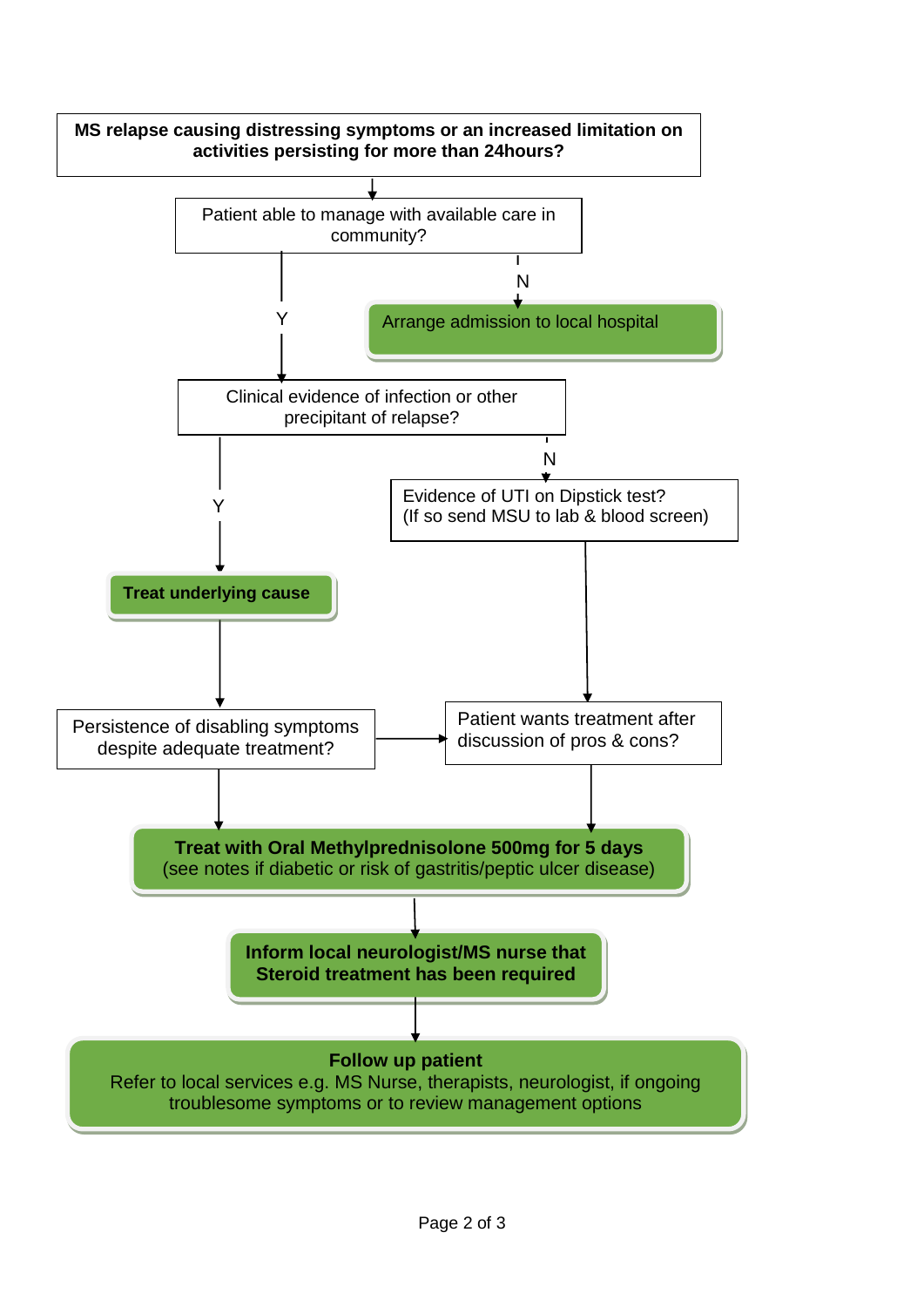**MS relapse causing distressing symptoms or an increased limitation on activities persisting for more than 24hours?**

↓

Patient able to manage with available care in community?

- **N** → Arrange admission to local hospital
- **Y** ↓

Clinical evidence of infection or other precipitant of relapse?

- **Y** → **Treat underlying cause** → Persistence of disabling symptoms despite adequate treatment?
  - → Patient wants treatment after discussion of pros & cons?
  - ↓ Treat with Oral Methylprednisolone
- **N** → Evidence of UTI on Dipstick test? (If so send MSU to lab & blood screen) → Patient wants treatment after discussion of pros & cons?

↓

**Treat with Oral Methylprednisolone 500mg for 5 days**
(see notes if diabetic or risk of gastritis/peptic ulcer disease)

↓

**Inform local neurologist/MS nurse that Steroid treatment has been required**

↓

**Follow up patient**
Refer to local services e.g. MS Nurse, therapists, neurologist, if ongoing troublesome symptoms or to review management options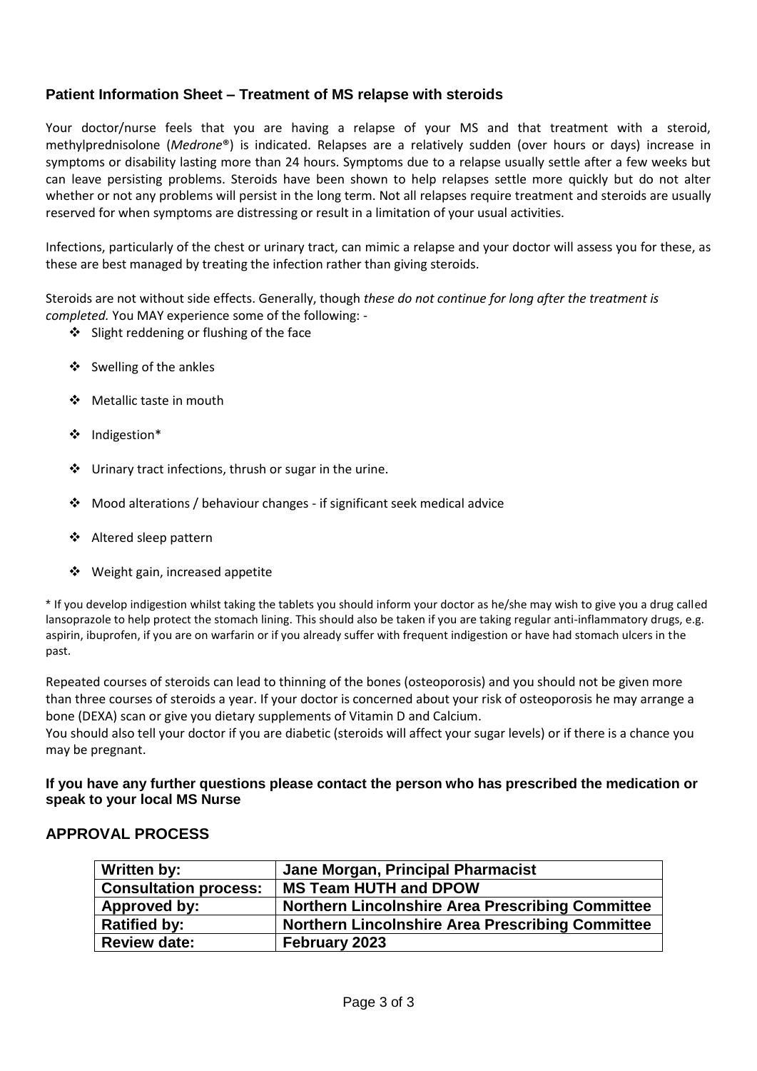## Patient Information Sheet – Treatment of MS relapse with steroids

Your doctor/nurse feels that you are having a relapse of your MS and that treatment with a steroid, methylprednisolone (*Medrone®*) is indicated. Relapses are a relatively sudden (over hours or days) increase in symptoms or disability lasting more than 24 hours. Symptoms due to a relapse usually settle after a few weeks but can leave persisting problems. Steroids have been shown to help relapses settle more quickly but do not alter whether or not any problems will persist in the long term. Not all relapses require treatment and steroids are usually reserved for when symptoms are distressing or result in a limitation of your usual activities.

Infections, particularly of the chest or urinary tract, can mimic a relapse and your doctor will assess you for these, as these are best managed by treating the infection rather than giving steroids.

Steroids are not without side effects. Generally, though *these do not continue for long after the treatment is completed.* You MAY experience some of the following: -

- Slight reddening or flushing of the face
- Swelling of the ankles
- Metallic taste in mouth
- Indigestion*
- Urinary tract infections, thrush or sugar in the urine.
- Mood alterations / behaviour changes - if significant seek medical advice
- Altered sleep pattern
- Weight gain, increased appetite

* If you develop indigestion whilst taking the tablets you should inform your doctor as he/she may wish to give you a drug called lansoprazole to help protect the stomach lining. This should also be taken if you are taking regular anti-inflammatory drugs, e.g. aspirin, ibuprofen, if you are on warfarin or if you already suffer with frequent indigestion or have had stomach ulcers in the past.

Repeated courses of steroids can lead to thinning of the bones (osteoporosis) and you should not be given more than three courses of steroids a year. If your doctor is concerned about your risk of osteoporosis he may arrange a bone (DEXA) scan or give you dietary supplements of Vitamin D and Calcium.
You should also tell your doctor if you are diabetic (steroids will affect your sugar levels) or if there is a chance you may be pregnant.

**If you have any further questions please contact the person who has prescribed the medication or speak to your local MS Nurse**

## APPROVAL PROCESS

| | |
|---|---|
| **Written by:** | **Jane Morgan, Principal Pharmacist** |
| **Consultation process:** | **MS Team HUTH and DPOW** |
| **Approved by:** | **Northern Lincolnshire Area Prescribing Committee** |
| **Ratified by:** | **Northern Lincolnshire Area Prescribing Committee** |
| **Review date:** | **February 2023** |